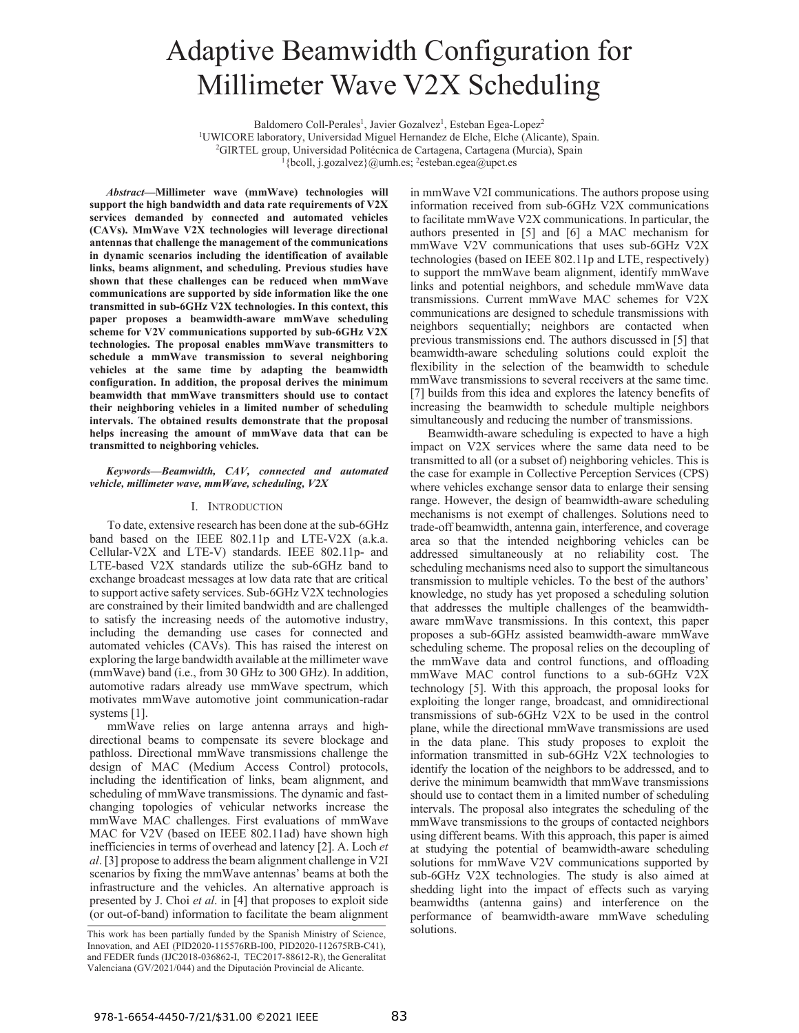# Adaptive Beamwidth Configuration for Millimeter Wave V2X Scheduling

Baldomero Coll-Perales[1], Javier Gozalvez[1], Esteban Egea-Lopez[2]

[1]UWICORE laboratory, Universidad Miguel Hernandez de Elche, Elche (Alicante), Spain.

[2]GIRTEL group, Universidad Politécnica de Cartagena, Cartagena (Murcia), Spain

[1]{bcoll, j.gozalvez}@umh.es; [2]esteban.egea@upct.es

***Abstract*—Millimeter wave (mmWave) technologies will support the high bandwidth and data rate requirements of V2X services demanded by connected and automated vehicles (CAVs). MmWave V2X technologies will leverage directional antennas that challenge the management of the communications in dynamic scenarios including the identification of available links, beams alignment, and scheduling. Previous studies have shown that these challenges can be reduced when mmWave communications are supported by side information like the one transmitted in sub-6GHz V2X technologies. In this context, this paper proposes a beamwidth-aware mmWave scheduling scheme for V2V communications supported by sub-6GHz V2X technologies. The proposal enables mmWave transmitters to schedule a mmWave transmission to several neighboring vehicles at the same time by adapting the beamwidth configuration. In addition, the proposal derives the minimum beamwidth that mmWave transmitters should use to contact their neighboring vehicles in a limited number of scheduling intervals. The obtained results demonstrate that the proposal helps increasing the amount of mmWave data that can be transmitted to neighboring vehicles.**

***Keywords—Beamwidth, CAV, connected and automated vehicle, millimeter wave, mmWave, scheduling, V2X***

## I. Introduction

To date, extensive research has been done at the sub-6GHz band based on the IEEE 802.11p and LTE-V2X (a.k.a. Cellular-V2X and LTE-V) standards. IEEE 802.11p- and LTE-based V2X standards utilize the sub-6GHz band to exchange broadcast messages at low data rate that are critical to support active safety services. Sub-6GHz V2X technologies are constrained by their limited bandwidth and are challenged to satisfy the increasing needs of the automotive industry, including the demanding use cases for connected and automated vehicles (CAVs). This has raised the interest on exploring the large bandwidth available at the millimeter wave (mmWave) band (i.e., from 30 GHz to 300 GHz). In addition, automotive radars already use mmWave spectrum, which motivates mmWave automotive joint communication-radar systems [1].

mmWave relies on large antenna arrays and high-directional beams to compensate its severe blockage and pathloss. Directional mmWave transmissions challenge the design of MAC (Medium Access Control) protocols, including the identification of links, beam alignment, and scheduling of mmWave transmissions. The dynamic and fast-changing topologies of vehicular networks increase the mmWave MAC challenges. First evaluations of mmWave MAC for V2V (based on IEEE 802.11ad) have shown high inefficiencies in terms of overhead and latency [2]. A. Loch *et al*. [3] propose to address the beam alignment challenge in V2I scenarios by fixing the mmWave antennas' beams at both the infrastructure and the vehicles. An alternative approach is presented by J. Choi *et al*. in [4] that proposes to exploit side (or out-of-band) information to facilitate the beam alignment in mmWave V2I communications. The authors propose using information received from sub-6GHz V2X communications to facilitate mmWave V2X communications. In particular, the authors presented in [5] and [6] a MAC mechanism for mmWave V2V communications that uses sub-6GHz V2X technologies (based on IEEE 802.11p and LTE, respectively) to support the mmWave beam alignment, identify mmWave links and potential neighbors, and schedule mmWave data transmissions. Current mmWave MAC schemes for V2X communications are designed to schedule transmissions with neighbors sequentially; neighbors are contacted when previous transmissions end. The authors discussed in [5] that beamwidth-aware scheduling solutions could exploit the flexibility in the selection of the beamwidth to schedule mmWave transmissions to several receivers at the same time. [7] builds from this idea and explores the latency benefits of increasing the beamwidth to schedule multiple neighbors simultaneously and reducing the number of transmissions.

Beamwidth-aware scheduling is expected to have a high impact on V2X services where the same data need to be transmitted to all (or a subset of) neighboring vehicles. This is the case for example in Collective Perception Services (CPS) where vehicles exchange sensor data to enlarge their sensing range. However, the design of beamwidth-aware scheduling mechanisms is not exempt of challenges. Solutions need to trade-off beamwidth, antenna gain, interference, and coverage area so that the intended neighboring vehicles can be addressed simultaneously at no reliability cost. The scheduling mechanisms need also to support the simultaneous transmission to multiple vehicles. To the best of the authors' knowledge, no study has yet proposed a scheduling solution that addresses the multiple challenges of the beamwidth-aware mmWave transmissions. In this context, this paper proposes a sub-6GHz assisted beamwidth-aware mmWave scheduling scheme. The proposal relies on the decoupling of the mmWave data and control functions, and offloading mmWave MAC control functions to a sub-6GHz V2X technology [5]. With this approach, the proposal looks for exploiting the longer range, broadcast, and omnidirectional transmissions of sub-6GHz V2X to be used in the control plane, while the directional mmWave transmissions are used in the data plane. This study proposes to exploit the information transmitted in sub-6GHz V2X technologies to identify the location of the neighbors to be addressed, and to derive the minimum beamwidth that mmWave transmissions should use to contact them in a limited number of scheduling intervals. The proposal also integrates the scheduling of the mmWave transmissions to the groups of contacted neighbors using different beams. With this approach, this paper is aimed at studying the potential of beamwidth-aware scheduling solutions for mmWave V2V communications supported by sub-6GHz V2X technologies. The study is also aimed at shedding light into the impact of effects such as varying beamwidths (antenna gains) and interference on the performance of beamwidth-aware mmWave scheduling solutions.

This work has been partially funded by the Spanish Ministry of Science, Innovation, and AEI (PID2020-115576RB-I00, PID2020-112675RB-C41), and FEDER funds (IJC2018-036862-I, TEC2017-88612-R), the Generalitat Valenciana (GV/2021/044) and the Diputación Provincial de Alicante.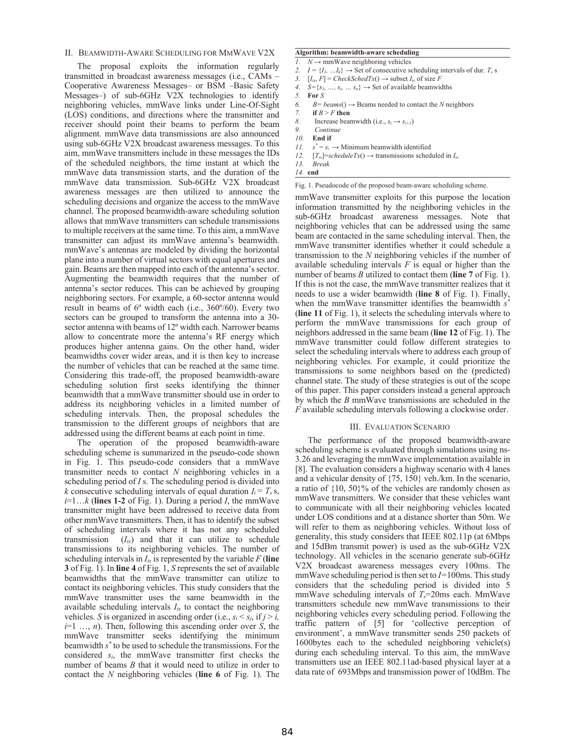## II. Beamwidth-Aware Scheduling for MmWave V2X

The proposal exploits the information regularly transmitted in broadcast awareness messages (i.e., CAMs – Cooperative Awareness Messages– or BSM –Basic Safety Messages–) of sub-6GHz V2X technologies to identify neighboring vehicles, mmWave links under Line-Of-Sight (LOS) conditions, and directions where the transmitter and receiver should point their beams to perform the beam alignment. mmWave data transmissions are also announced using sub-6GHz V2X broadcast awareness messages. To this aim, mmWave transmitters include in these messages the IDs of the scheduled neighbors, the time instant at which the mmWave data transmission starts, and the duration of the mmWave data transmission. Sub-6GHz V2X broadcast awareness messages are then utilized to announce the scheduling decisions and organize the access to the mmWave channel. The proposed beamwidth-aware scheduling solution allows that mmWave transmitters can schedule transmissions to multiple receivers at the same time. To this aim, a mmWave transmitter can adjust its mmWave antenna's beamwidth. mmWave's antennas are modeled by dividing the horizontal plane into a number of virtual sectors with equal apertures and gain. Beams are then mapped into each of the antenna's sector. Augmenting the beamwidth requires that the number of antenna's sector reduces. This can be achieved by grouping neighboring sectors. For example, a 60-sector antenna would result in beams of 6º width each (i.e., 360º/60). Every two sectors can be grouped to transform the antenna into a 30-sector antenna with beams of 12º width each. Narrower beams allow to concentrate more the antenna's RF energy which produces higher antenna gains. On the other hand, wider beamwidths cover wider areas, and it is then key to increase the number of vehicles that can be reached at the same time. Considering this trade-off, the proposed beamwidth-aware scheduling solution first seeks identifying the thinner beamwidth that a mmWave transmitter should use in order to address its neighboring vehicles in a limited number of scheduling intervals. Then, the proposal schedules the transmission to the different groups of neighbors that are addressed using the different beams at each point in time.

The operation of the proposed beamwidth-aware scheduling scheme is summarized in the pseudo-code shown in Fig. 1. This pseudo-code considers that a mmWave transmitter needs to contact $N$ neighboring vehicles in a scheduling period of $I$ s. The scheduling period is divided into $k$ consecutive scheduling intervals of equal duration $I_i = T_s$ s, $i$=1…$k$ (**lines 1-2** of Fig. 1). During a period $I$, the mmWave transmitter might have been addressed to receive data from other mmWave transmitters. Then, it has to identify the subset of scheduling intervals where it has not any scheduled transmission ($I_{tx}$) and that it can utilize to schedule transmissions to its neighboring vehicles. The number of scheduling intervals in $I_{tx}$ is represented by the variable $F$ (**line 3** of Fig. 1). In **line 4** of Fig. 1, $S$ represents the set of available beamwidths that the mmWave transmitter can utilize to contact its neighboring vehicles. This study considers that the mmWave transmitter uses the same beamwidth in the available scheduling intervals $I_{tx}$ to contact the neighboring vehicles. $S$ is organized in ascending order (i.e., $s_i < s_j$, if $j > i$, $i$=1 …, $n$). Then, following this ascending order over $S$, the mmWave transmitter seeks identifying the minimum beamwidth $s^*$ to be used to schedule the transmissions. For the considered $s_i$, the mmWave transmitter first checks the number of beams $B$ that it would need to utilize in order to contact the $N$ neighboring vehicles (**line 6** of Fig. 1). The mmWave transmitter exploits for this purpose the location information transmitted by the neighboring vehicles in the sub-6GHz broadcast awareness messages. Note that neighboring vehicles that can be addressed using the same beam are contacted in the same scheduling interval. Then, the mmWave transmitter identifies whether it could schedule a transmission to the $N$ neighboring vehicles if the number of available scheduling intervals $F$ is equal or higher than the number of beams $B$ utilized to contact them (**line 7** of Fig. 1). If this is not the case, the mmWave transmitter realizes that it needs to use a wider beamwidth (**line 8** of Fig. 1). Finally, when the mmWave transmitter identifies the beamwidth $s^*$ (**line 11** of Fig. 1), it selects the scheduling intervals where to perform the mmWave transmissions for each group of neighbors addressed in the same beam (**line 12** of Fig. 1). The mmWave transmitter could follow different strategies to select the scheduling intervals where to address each group of neighboring vehicles. For example, it could prioritize the transmissions to some neighbors based on the (predicted) channel state. The study of these strategies is out of the scope of this paper. This paper considers instead a general approach by which the $B$ mmWave transmissions are scheduled in the $F$ available scheduling intervals following a clockwise order.

**Algorithm: beamwidth-aware scheduling**

1. $N$ → mmWave neighboring vehicles
2. $I = \{I_1, \dots I_k\}$ → Set of consecutive scheduling intervals of dur. $T_s$ s
3. $[I_{tx}, F] = CheckSchedTx()$ → subset $I_{tx}$ of size $F$
4. $S=\{s_1, \dots, s_i, \dots s_n\}$ → Set of available beamwidths
5. **For** $S$
6. $B= beams()$ → Beams needed to contact the $N$ neighbors
7. **if** $B > F$ **then**
8. Increase beamwidth (i.e., $s_i \rightarrow s_{i+1}$)
9. *Continue*
10. **End if**
11. $s^* = s_i$ → Minimum beamwidth identified
12. $[T_{tx}]=scheduleTx()$ → transmissions scheduled in $I_{tx}$
13. *Break*
14. **end**

Fig. 1. Pseudocode of the proposed beam-aware scheduling scheme.

## III. Evaluation Scenario

The performance of the proposed beamwidth-aware scheduling scheme is evaluated through simulations using ns-3.26 and leveraging the mmWave implementation available in [8]. The evaluation considers a highway scenario with 4 lanes and a vehicular density of {75, 150} veh./km. In the scenario, a ratio of {10, 50}% of the vehicles are randomly chosen as mmWave transmitters. We consider that these vehicles want to communicate with all their neighboring vehicles located under LOS conditions and at a distance shorter than 50m. We will refer to them as neighboring vehicles. Without loss of generality, this study considers that IEEE 802.11p (at 6Mbps and 15dBm transmit power) is used as the sub-6GHz V2X technology. All vehicles in the scenario generate sub-6GHz V2X broadcast awareness messages every 100ms. The mmWave scheduling period is then set to $I$=100ms. This study considers that the scheduling period is divided into 5 mmWave scheduling intervals of $T_s$=20ms each. MmWave transmitters schedule new mmWave transmissions to their neighboring vehicles every scheduling period. Following the traffic pattern of [5] for 'collective perception of environment', a mmWave transmitter sends 250 packets of 1600bytes each to the scheduled neighboring vehicle(s) during each scheduling interval. To this aim, the mmWave transmitters use an IEEE 802.11ad-based physical layer at a data rate of 693Mbps and transmission power of 10dBm. The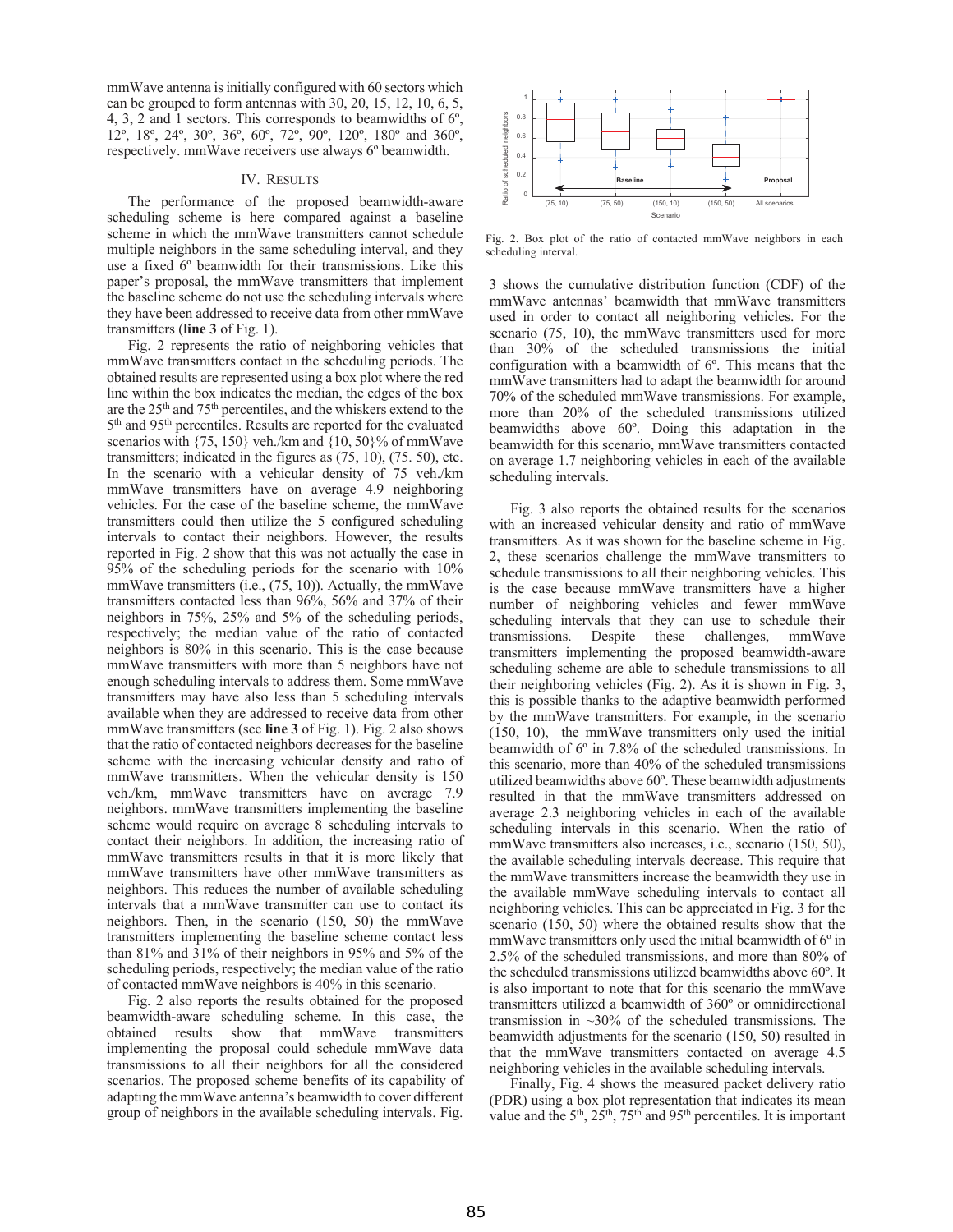mmWave antenna is initially configured with 60 sectors which can be grouped to form antennas with 30, 20, 15, 12, 10, 6, 5, 4, 3, 2 and 1 sectors. This corresponds to beamwidths of 6º, 12º, 18º, 24º, 30º, 36º, 60º, 72º, 90º, 120º, 180º and 360º, respectively. mmWave receivers use always 6º beamwidth.

## IV. Results

The performance of the proposed beamwidth-aware scheduling scheme is here compared against a baseline scheme in which the mmWave transmitters cannot schedule multiple neighbors in the same scheduling interval, and they use a fixed 6º beamwidth for their transmissions. Like this paper's proposal, the mmWave transmitters that implement the baseline scheme do not use the scheduling intervals where they have been addressed to receive data from other mmWave transmitters (**line 3** of Fig. 1).

Fig. 2 represents the ratio of neighboring vehicles that mmWave transmitters contact in the scheduling periods. The obtained results are represented using a box plot where the red line within the box indicates the median, the edges of the box are the 25[th] and 75[th] percentiles, and the whiskers extend to the 5[th] and 95[th] percentiles. Results are reported for the evaluated scenarios with {75, 150} veh./km and {10, 50}% of mmWave transmitters; indicated in the figures as (75, 10), (75. 50), etc. In the scenario with a vehicular density of 75 veh./km mmWave transmitters have on average 4.9 neighboring vehicles. For the case of the baseline scheme, the mmWave transmitters could then utilize the 5 configured scheduling intervals to contact their neighbors. However, the results reported in Fig. 2 show that this was not actually the case in 95% of the scheduling periods for the scenario with 10% mmWave transmitters (i.e., (75, 10)). Actually, the mmWave transmitters contacted less than 96%, 56% and 37% of their neighbors in 75%, 25% and 5% of the scheduling periods, respectively; the median value of the ratio of contacted neighbors is 80% in this scenario. This is the case because mmWave transmitters with more than 5 neighbors have not enough scheduling intervals to address them. Some mmWave transmitters may have also less than 5 scheduling intervals available when they are addressed to receive data from other mmWave transmitters (see **line 3** of Fig. 1). Fig. 2 also shows that the ratio of contacted neighbors decreases for the baseline scheme with the increasing vehicular density and ratio of mmWave transmitters. When the vehicular density is 150 veh./km, mmWave transmitters have on average 7.9 neighbors. mmWave transmitters implementing the baseline scheme would require on average 8 scheduling intervals to contact their neighbors. In addition, the increasing ratio of mmWave transmitters results in that it is more likely that mmWave transmitters have other mmWave transmitters as neighbors. This reduces the number of available scheduling intervals that a mmWave transmitter can use to contact its neighbors. Then, in the scenario (150, 50) the mmWave transmitters implementing the baseline scheme contact less than 81% and 31% of their neighbors in 95% and 5% of the scheduling periods, respectively; the median value of the ratio of contacted mmWave neighbors is 40% in this scenario.

Fig. 2 also reports the results obtained for the proposed beamwidth-aware scheduling scheme. In this case, the obtained results show that mmWave transmitters implementing the proposal could schedule mmWave data transmissions to all their neighbors for all the considered scenarios. The proposed scheme benefits of its capability of adapting the mmWave antenna's beamwidth to cover different group of neighbors in the available scheduling intervals. Fig. 3 shows the cumulative distribution function (CDF) of the mmWave antennas' beamwidth that mmWave transmitters used in order to contact all neighboring vehicles. For the scenario (75, 10), the mmWave transmitters used for more than 30% of the scheduled transmissions the initial configuration with a beamwidth of 6º. This means that the mmWave transmitters had to adapt the beamwidth for around 70% of the scheduled mmWave transmissions. For example, more than 20% of the scheduled transmissions utilized beamwidths above 60º. Doing this adaptation in the beamwidth for this scenario, mmWave transmitters contacted on average 1.7 neighboring vehicles in each of the available scheduling intervals.

Fig. 2. Box plot of the ratio of contacted mmWave neighbors in each scheduling interval.

Fig. 3 also reports the obtained results for the scenarios with an increased vehicular density and ratio of mmWave transmitters. As it was shown for the baseline scheme in Fig. 2, these scenarios challenge the mmWave transmitters to schedule transmissions to all their neighboring vehicles. This is the case because mmWave transmitters have a higher number of neighboring vehicles and fewer mmWave scheduling intervals that they can use to schedule their transmissions. Despite these challenges, mmWave transmitters implementing the proposed beamwidth-aware scheduling scheme are able to schedule transmissions to all their neighboring vehicles (Fig. 2). As it is shown in Fig. 3, this is possible thanks to the adaptive beamwidth performed by the mmWave transmitters. For example, in the scenario (150, 10), the mmWave transmitters only used the initial beamwidth of 6º in 7.8% of the scheduled transmissions. In this scenario, more than 40% of the scheduled transmissions utilized beamwidths above 60º. These beamwidth adjustments resulted in that the mmWave transmitters addressed on average 2.3 neighboring vehicles in each of the available scheduling intervals in this scenario. When the ratio of mmWave transmitters also increases, i.e., scenario (150, 50), the available scheduling intervals decrease. This require that the mmWave transmitters increase the beamwidth they use in the available mmWave scheduling intervals to contact all neighboring vehicles. This can be appreciated in Fig. 3 for the scenario (150, 50) where the obtained results show that the mmWave transmitters only used the initial beamwidth of 6º in 2.5% of the scheduled transmissions, and more than 80% of the scheduled transmissions utilized beamwidths above 60º. It is also important to note that for this scenario the mmWave transmitters utilized a beamwidth of 360º or omnidirectional transmission in ~30% of the scheduled transmissions. The beamwidth adjustments for the scenario (150, 50) resulted in that the mmWave transmitters contacted on average 4.5 neighboring vehicles in the available scheduling intervals.

Finally, Fig. 4 shows the measured packet delivery ratio (PDR) using a box plot representation that indicates its mean value and the 5[th], 25[th], 75[th] and 95[th] percentiles. It is important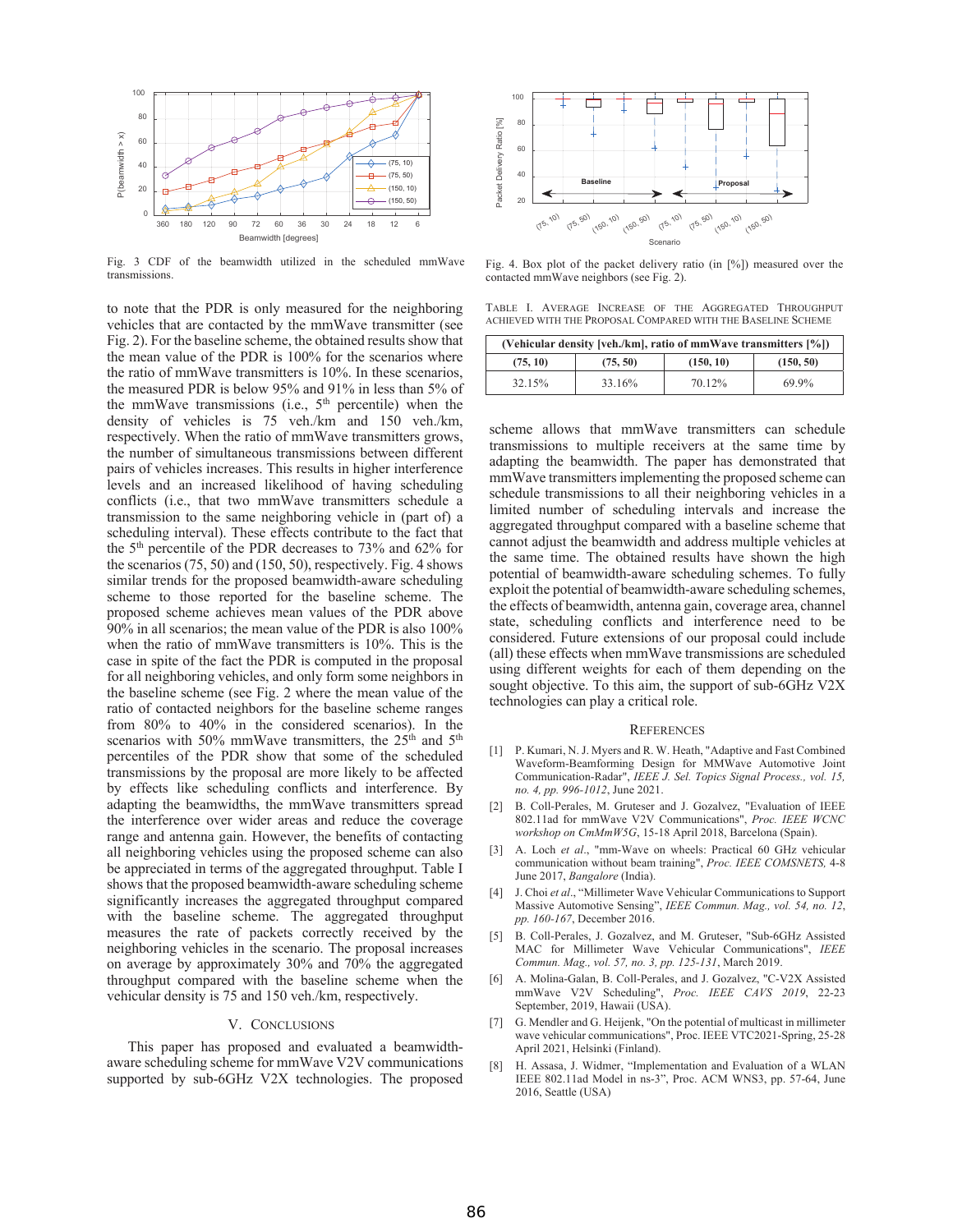100

80

60

40

20

0

P(beamwidth > x)

360 180 120 90 72 60 36 30 24 18 12 6

Beamwidth [degrees]

(75, 10)
(75, 50)
(150, 10)
(150, 50)

Fig. 3 CDF of the beamwidth utilized in the scheduled mmWave transmissions.

100

80

60

40

20

Packet Delivery Ratio [%]

Baseline

Proposal

(75, 10) (75, 50) (150, 10) (150, 50) (75, 10) (75, 50) (150, 10) (150, 50)

Scenario

Fig. 4. Box plot of the packet delivery ratio (in [%]) measured over the contacted mmWave neighbors (see Fig. 2).

to note that the PDR is only measured for the neighboring vehicles that are contacted by the mmWave transmitter (see Fig. 2). For the baseline scheme, the obtained results show that the mean value of the PDR is 100% for the scenarios where the ratio of mmWave transmitters is 10%. In these scenarios, the measured PDR is below 95% and 91% in less than 5% of the mmWave transmissions (i.e., 5th percentile) when the density of vehicles is 75 veh./km and 150 veh./km, respectively. When the ratio of mmWave transmitters grows, the number of simultaneous transmissions between different pairs of vehicles increases. This results in higher interference levels and an increased likelihood of having scheduling conflicts (i.e., that two mmWave transmitters schedule a transmission to the same neighboring vehicle in (part of) a scheduling interval). These effects contribute to the fact that the 5th percentile of the PDR decreases to 73% and 62% for the scenarios (75, 50) and (150, 50), respectively. Fig. 4 shows similar trends for the proposed beamwidth-aware scheduling scheme to those reported for the baseline scheme. The proposed scheme achieves mean values of the PDR above 90% in all scenarios; the mean value of the PDR is also 100% when the ratio of mmWave transmitters is 10%. This is the case in spite of the fact the PDR is computed in the proposal for all neighboring vehicles, and only form some neighbors in the baseline scheme (see Fig. 2 where the mean value of the ratio of contacted neighbors for the baseline scheme ranges from 80% to 40% in the considered scenarios). In the scenarios with 50% mmWave transmitters, the 25th and 5th percentiles of the PDR show that some of the scheduled transmissions by the proposal are more likely to be affected by effects like scheduling conflicts and interference. By adapting the beamwidths, the mmWave transmitters spread the interference over wider areas and reduce the coverage range and antenna gain. However, the benefits of contacting all neighboring vehicles using the proposed scheme can also be appreciated in terms of the aggregated throughput. Table I shows that the proposed beamwidth-aware scheduling scheme significantly increases the aggregated throughput compared with the baseline scheme. The aggregated throughput measures the rate of packets correctly received by the neighboring vehicles in the scenario. The proposal increases on average by approximately 30% and 70% the aggregated throughput compared with the baseline scheme when the vehicular density is 75 and 150 veh./km, respectively.

TABLE I. Average Increase of the Aggregated Throughput Achieved with the Proposal Compared with the Baseline Scheme

| (Vehicular density [veh./km], ratio of mmWave transmitters [%]) | | | |
|---|---|---|---|
| **(75, 10)** | **(75, 50)** | **(150, 10)** | **(150, 50)** |
| 32.15% | 33.16% | 70.12% | 69.9% |

## V. Conclusions

This paper has proposed and evaluated a beamwidth-aware scheduling scheme for mmWave V2V communications supported by sub-6GHz V2X technologies. The proposed scheme allows that mmWave transmitters can schedule transmissions to multiple receivers at the same time by adapting the beamwidth. The paper has demonstrated that mmWave transmitters implementing the proposed scheme can schedule transmissions to all their neighboring vehicles in a limited number of scheduling intervals and increase the aggregated throughput compared with a baseline scheme that cannot adjust the beamwidth and address multiple vehicles at the same time. The obtained results have shown the high potential of beamwidth-aware scheduling schemes. To fully exploit the potential of beamwidth-aware scheduling schemes, the effects of beamwidth, antenna gain, coverage area, channel state, scheduling conflicts and interference need to be considered. Future extensions of our proposal could include (all) these effects when mmWave transmissions are scheduled using different weights for each of them depending on the sought objective. To this aim, the support of sub-6GHz V2X technologies can play a critical role.

## References

[1] P. Kumari, N. J. Myers and R. W. Heath, "Adaptive and Fast Combined Waveform-Beamforming Design for MMWave Automotive Joint Communication-Radar", *IEEE J. Sel. Topics Signal Process., vol. 15, no. 4, pp. 996-1012*, June 2021.

[2] B. Coll-Perales, M. Gruteser and J. Gozalvez, "Evaluation of IEEE 802.11ad for mmWave V2V Communications", *Proc. IEEE WCNC workshop on CmMmW5G*, 15-18 April 2018, Barcelona (Spain).

[3] A. Loch *et al*., "mm-Wave on wheels: Practical 60 GHz vehicular communication without beam training", *Proc. IEEE COMSNETS*, 4-8 June 2017, *Bangalore* (India).

[4] J. Choi *et al*., "Millimeter Wave Vehicular Communications to Support Massive Automotive Sensing", *IEEE Commun. Mag., vol. 54, no. 12, pp. 160-167*, December 2016.

[5] B. Coll-Perales, J. Gozalvez, and M. Gruteser, "Sub-6GHz Assisted MAC for Millimeter Wave Vehicular Communications", *IEEE Commun. Mag., vol. 57, no. 3, pp. 125-131*, March 2019.

[6] A. Molina-Galan, B. Coll-Perales, and J. Gozalvez, "C-V2X Assisted mmWave V2V Scheduling", *Proc. IEEE CAVS 2019*, 22-23 September, 2019, Hawaii (USA).

[7] G. Mendler and G. Heijenk, "On the potential of multicast in millimeter wave vehicular communications", Proc. IEEE VTC2021-Spring, 25-28 April 2021, Helsinki (Finland).

[8] H. Assasa, J. Widmer, "Implementation and Evaluation of a WLAN IEEE 802.11ad Model in ns-3", Proc. ACM WNS3, pp. 57-64, June 2016, Seattle (USA)